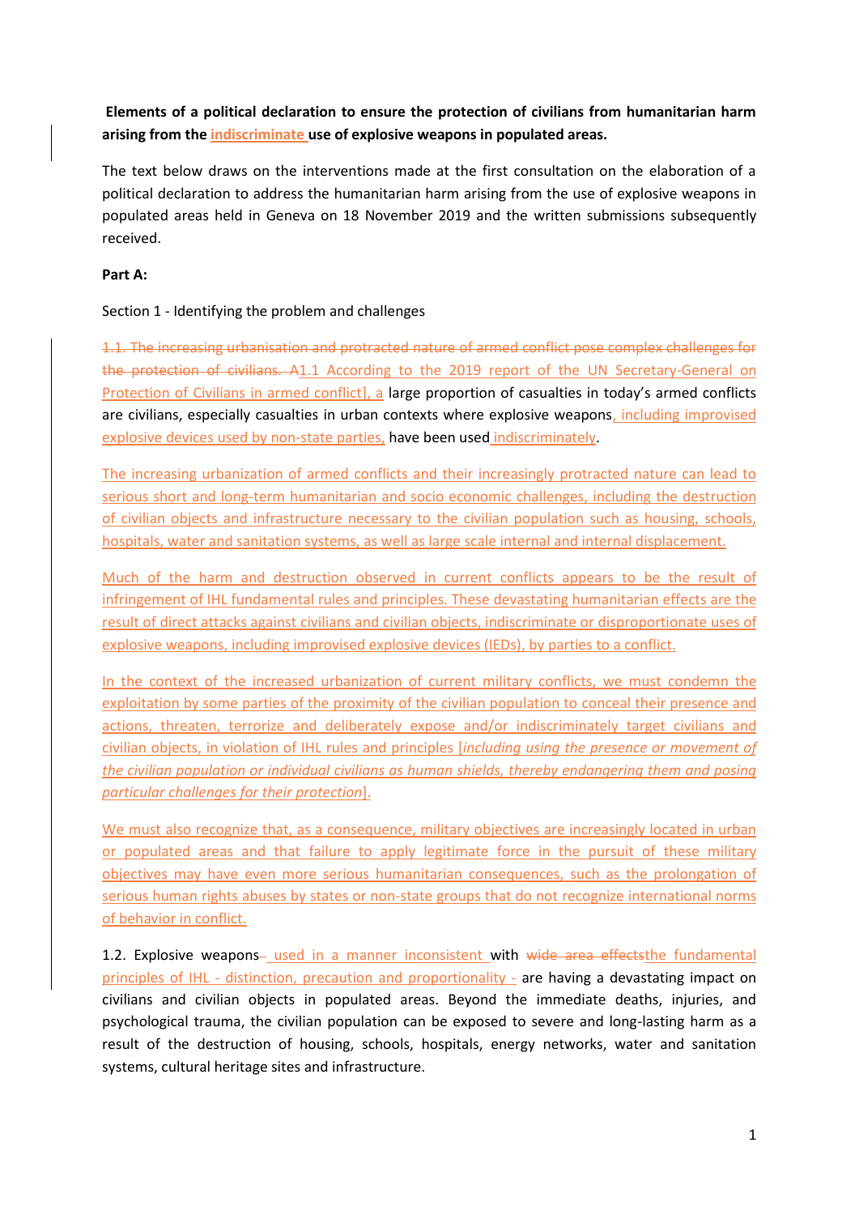**Elements of a political declaration to ensure the protection of civilians from humanitarian harm arising from the indiscriminate use of explosive weapons in populated areas.**

The text below draws on the interventions made at the first consultation on the elaboration of a political declaration to address the humanitarian harm arising from the use of explosive weapons in populated areas held in Geneva on 18 November 2019 and the written submissions subsequently received.

**Part A:**

Section 1 - Identifying the problem and challenges

~~1.1. The increasing urbanisation and protracted nature of armed conflict pose complex challenges for the protection of civilians. A~~1.1 According to the 2019 report of the UN Secretary-General on Protection of Civilians in armed conflict], a large proportion of casualties in today's armed conflicts are civilians, especially casualties in urban contexts where explosive weapons, including improvised explosive devices used by non-state parties, have been used indiscriminately.

The increasing urbanization of armed conflicts and their increasingly protracted nature can lead to serious short and long-term humanitarian and socio economic challenges, including the destruction of civilian objects and infrastructure necessary to the civilian population such as housing, schools, hospitals, water and sanitation systems, as well as large scale internal and internal displacement.

Much of the harm and destruction observed in current conflicts appears to be the result of infringement of IHL fundamental rules and principles. These devastating humanitarian effects are the result of direct attacks against civilians and civilian objects, indiscriminate or disproportionate uses of explosive weapons, including improvised explosive devices (IEDs), by parties to a conflict.

In the context of the increased urbanization of current military conflicts, we must condemn the exploitation by some parties of the proximity of the civilian population to conceal their presence and actions, threaten, terrorize and deliberately expose and/or indiscriminately target civilians and civilian objects, in violation of IHL rules and principles [*including using the presence or movement of the civilian population or individual civilians as human shields, thereby endangering them and posing particular challenges for their protection*].

We must also recognize that, as a consequence, military objectives are increasingly located in urban or populated areas and that failure to apply legitimate force in the pursuit of these military objectives may have even more serious humanitarian consequences, such as the prolongation of serious human rights abuses by states or non-state groups that do not recognize international norms of behavior in conflict.

1.2. Explosive weapons~~-~~ used in a manner inconsistent with ~~wide area effects~~the fundamental principles of IHL - distinction, precaution and proportionality - are having a devastating impact on civilians and civilian objects in populated areas. Beyond the immediate deaths, injuries, and psychological trauma, the civilian population can be exposed to severe and long-lasting harm as a result of the destruction of housing, schools, hospitals, energy networks, water and sanitation systems, cultural heritage sites and infrastructure.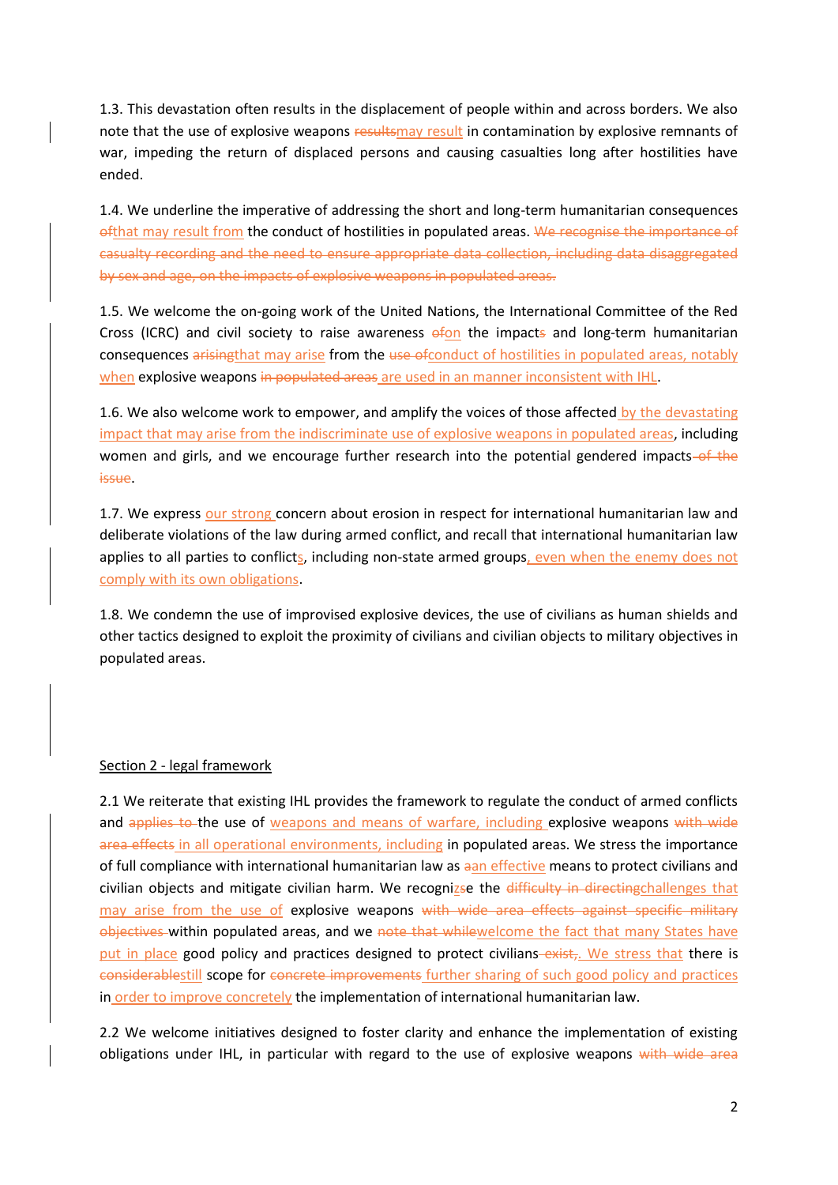1.3. This devastation often results in the displacement of people within and across borders. We also note that the use of explosive weapons ~~results~~may result in contamination by explosive remnants of war, impeding the return of displaced persons and causing casualties long after hostilities have ended.

1.4. We underline the imperative of addressing the short and long-term humanitarian consequences ~~of~~that may result from the conduct of hostilities in populated areas. ~~We recognise the importance of casualty recording and the need to ensure appropriate data collection, including data disaggregated by sex and age, on the impacts of explosive weapons in populated areas.~~

1.5. We welcome the on-going work of the United Nations, the International Committee of the Red Cross (ICRC) and civil society to raise awareness ~~of~~on the impact~~s~~ and long-term humanitarian consequences ~~arising~~that may arise from the ~~use of~~conduct of hostilities in populated areas, notably when explosive weapons ~~in populated areas~~ are used in an manner inconsistent with IHL.

1.6. We also welcome work to empower, and amplify the voices of those affected by the devastating impact that may arise from the indiscriminate use of explosive weapons in populated areas, including women and girls, and we encourage further research into the potential gendered impacts~~ of the issue~~.

1.7. We express our strong concern about erosion in respect for international humanitarian law and deliberate violations of the law during armed conflict, and recall that international humanitarian law applies to all parties to conflicts, including non-state armed groups, even when the enemy does not comply with its own obligations.

1.8. We condemn the use of improvised explosive devices, the use of civilians as human shields and other tactics designed to exploit the proximity of civilians and civilian objects to military objectives in populated areas.

## Section 2 - legal framework

2.1 We reiterate that existing IHL provides the framework to regulate the conduct of armed conflicts and ~~applies to~~ the use of weapons and means of warfare, including explosive weapons ~~with wide area effects~~ in all operational environments, including in populated areas. We stress the importance of full compliance with international humanitarian law as ~~a~~an effective means to protect civilians and civilian objects and mitigate civilian harm. We recogniz~~s~~e the ~~difficulty in directing~~challenges that may arise from the use of explosive weapons ~~with wide area effects against specific military objectives~~ within populated areas, and we ~~note that while~~welcome the fact that many States have put in place good policy and practices designed to protect civilians~~ exist,~~. We stress that there is ~~considerable~~still scope for ~~concrete improvements~~ further sharing of such good policy and practices in order to improve concretely the implementation of international humanitarian law.

2.2 We welcome initiatives designed to foster clarity and enhance the implementation of existing obligations under IHL, in particular with regard to the use of explosive weapons ~~with wide area~~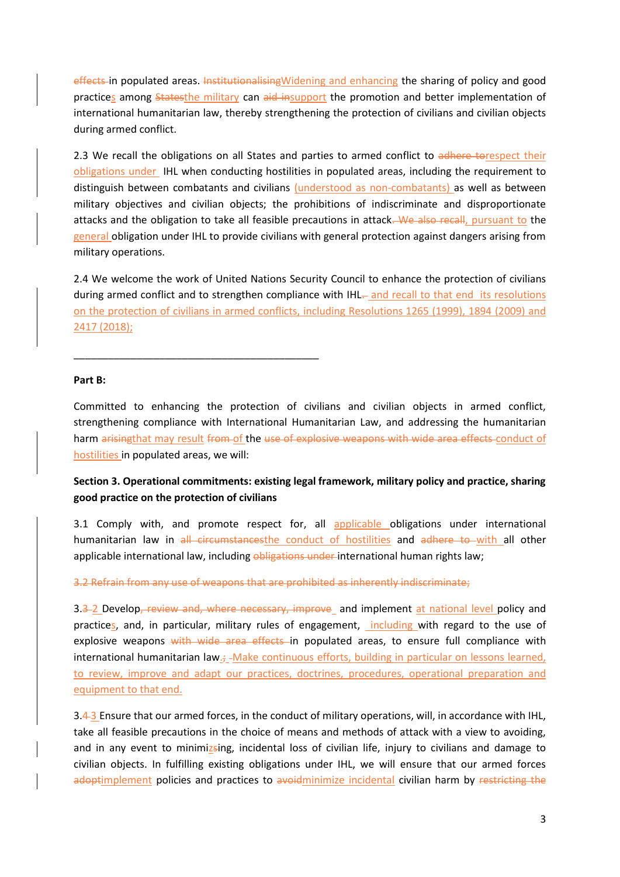~~effects~~ in populated areas. ~~Institutionalising~~Widening and enhancing the sharing of policy and good practices among ~~States~~the military can ~~aid in~~support the promotion and better implementation of international humanitarian law, thereby strengthening the protection of civilians and civilian objects during armed conflict.

2.3 We recall the obligations on all States and parties to armed conflict to ~~adhere to~~respect their obligations under IHL when conducting hostilities in populated areas, including the requirement to distinguish between combatants and civilians (understood as non-combatants) as well as between military objectives and civilian objects; the prohibitions of indiscriminate and disproportionate attacks and the obligation to take all feasible precautions in attack~~. We also recall~~, pursuant to the general obligation under IHL to provide civilians with general protection against dangers arising from military operations.

2.4 We welcome the work of United Nations Security Council to enhance the protection of civilians during armed conflict and to strengthen compliance with IHL~~.~~ and recall to that end its resolutions on the protection of civilians in armed conflicts, including Resolutions 1265 (1999), 1894 (2009) and 2417 (2018);

---

**Part B:**

Committed to enhancing the protection of civilians and civilian objects in armed conflict, strengthening compliance with International Humanitarian Law, and addressing the humanitarian harm ~~arising~~that may result ~~from~~ of the ~~use of explosive weapons with wide area effects~~ conduct of hostilities in populated areas, we will:

**Section 3. Operational commitments: existing legal framework, military policy and practice, sharing good practice on the protection of civilians**

3.1 Comply with, and promote respect for, all applicable obligations under international humanitarian law in ~~all circumstances~~the conduct of hostilities and ~~adhere to~~ with all other applicable international law, including ~~obligations under~~ international human rights law;

~~3.2 Refrain from any use of weapons that are prohibited as inherently indiscriminate;~~

3.~~3~~ 2 Develop~~, review and, where necessary, improve~~ and implement at national level policy and practices, and, in particular, military rules of engagement, including with regard to the use of explosive weapons ~~with wide area effects~~ in populated areas, to ensure full compliance with international humanitarian law.~~;~~ Make continuous efforts, building in particular on lessons learned, to review, improve and adapt our practices, doctrines, procedures, operational preparation and equipment to that end.

3.~~4~~ 3 Ensure that our armed forces, in the conduct of military operations, will, in accordance with IHL, take all feasible precautions in the choice of means and methods of attack with a view to avoiding, and in any event to minimi~~z~~sing, incidental loss of civilian life, injury to civilians and damage to civilian objects. In fulfilling existing obligations under IHL, we will ensure that our armed forces ~~adopt~~implement policies and practices to ~~avoid~~minimize incidental civilian harm by ~~restricting the~~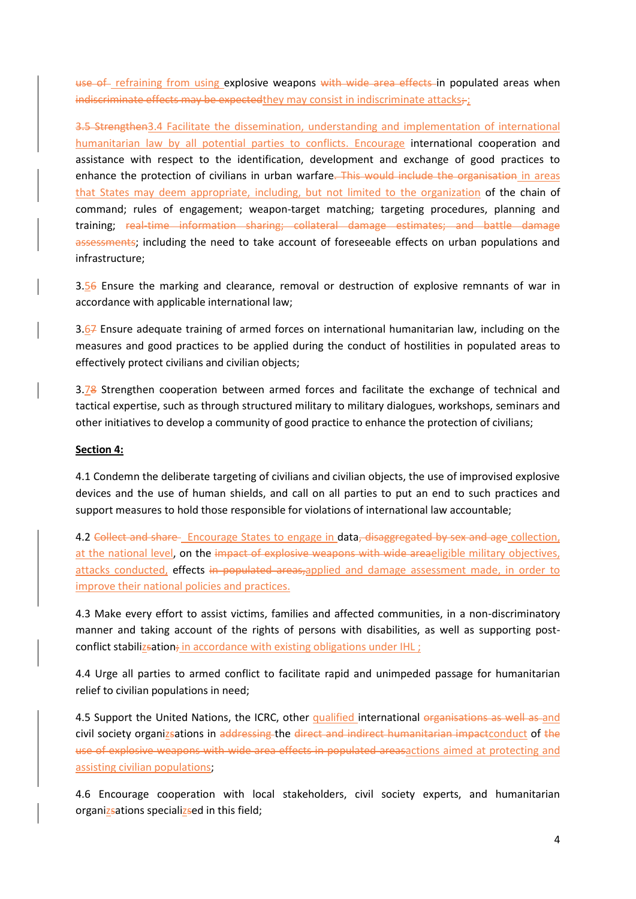~~use of~~ refraining from using explosive weapons ~~with wide area effects~~ in populated areas when ~~indiscriminate effects may be expected~~they may consist in indiscriminate attacks~~;~~;

~~3.5 Strengthen~~3.4 Facilitate the dissemination, understanding and implementation of international humanitarian law by all potential parties to conflicts. Encourage international cooperation and assistance with respect to the identification, development and exchange of good practices to enhance the protection of civilians in urban warfare~~. This would include the organisation~~ in areas that States may deem appropriate, including, but not limited to the organization of the chain of command; rules of engagement; weapon-target matching; targeting procedures, planning and training; ~~real-time information sharing; collateral damage estimates; and battle damage assessments~~; including the need to take account of foreseeable effects on urban populations and infrastructure;

3.5~~6~~ Ensure the marking and clearance, removal or destruction of explosive remnants of war in accordance with applicable international law;

3.6~~7~~ Ensure adequate training of armed forces on international humanitarian law, including on the measures and good practices to be applied during the conduct of hostilities in populated areas to effectively protect civilians and civilian objects;

3.7~~8~~ Strengthen cooperation between armed forces and facilitate the exchange of technical and tactical expertise, such as through structured military to military dialogues, workshops, seminars and other initiatives to develop a community of good practice to enhance the protection of civilians;

**Section 4:**

4.1 Condemn the deliberate targeting of civilians and civilian objects, the use of improvised explosive devices and the use of human shields, and call on all parties to put an end to such practices and support measures to hold those responsible for violations of international law accountable;

4.2 ~~Collect and share~~ Encourage States to engage in data~~, disaggregated by sex and age~~ collection, at the national level, on the ~~impact of explosive weapons with wide area~~eligible military objectives, attacks conducted, effects ~~in populated areas,~~applied and damage assessment made, in order to improve their national policies and practices.

4.3 Make every effort to assist victims, families and affected communities, in a non-discriminatory manner and taking account of the rights of persons with disabilities, as well as supporting post-conflict stabiliz~~s~~ation~~;~~ in accordance with existing obligations under IHL ;

4.4 Urge all parties to armed conflict to facilitate rapid and unimpeded passage for humanitarian relief to civilian populations in need;

4.5 Support the United Nations, the ICRC, other qualified international ~~organisations as well as~~ and civil society organiz~~s~~ations in ~~addressing~~ the ~~direct and indirect humanitarian impact~~conduct of ~~the use of explosive weapons with wide area effects in populated areas~~actions aimed at protecting and assisting civilian populations;

4.6 Encourage cooperation with local stakeholders, civil society experts, and humanitarian organiz~~s~~ations specializ~~s~~ed in this field;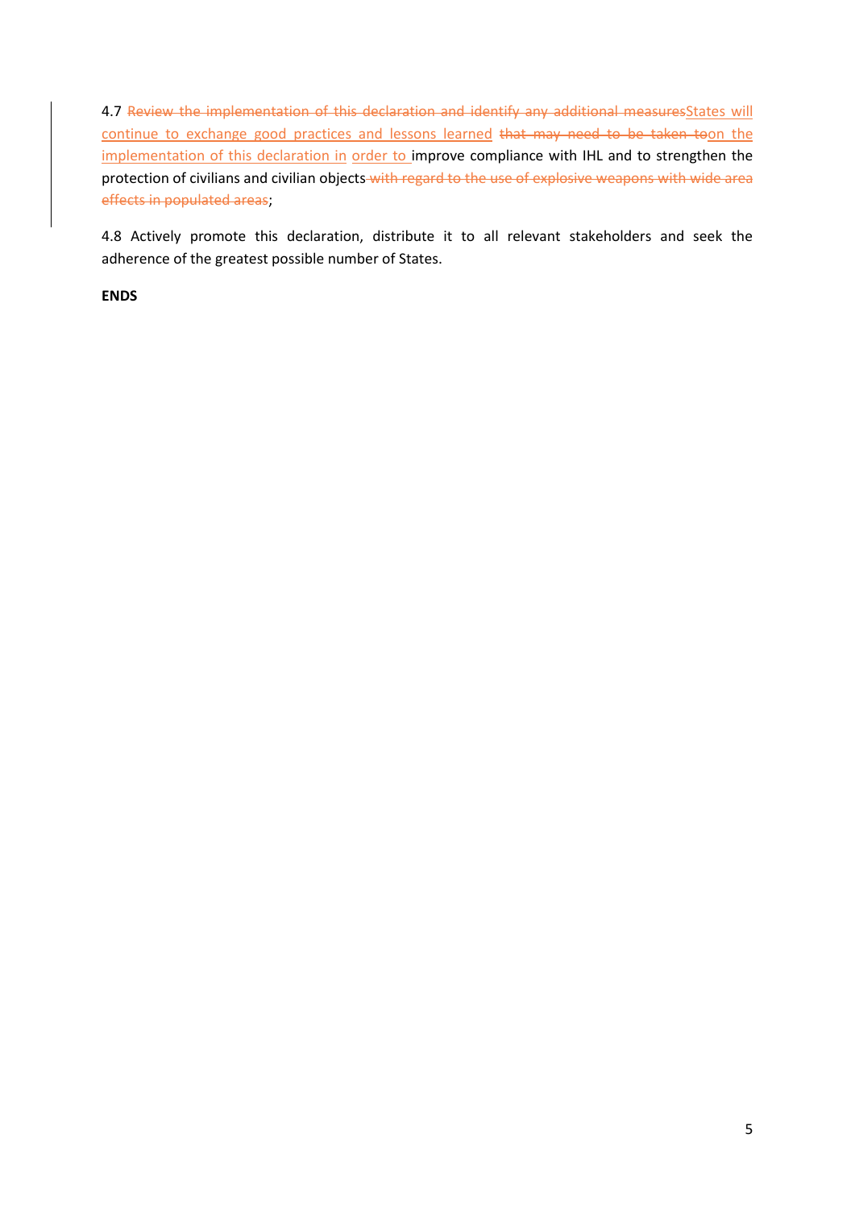4.7 ~~Review the implementation of this declaration and identify any additional measures~~States will continue to exchange good practices and lessons learned ~~that may need to be taken to~~on the implementation of this declaration in order to improve compliance with IHL and to strengthen the protection of civilians and civilian objects ~~with regard to the use of explosive weapons with wide area effects in populated areas~~;

4.8 Actively promote this declaration, distribute it to all relevant stakeholders and seek the adherence of the greatest possible number of States.

**ENDS**